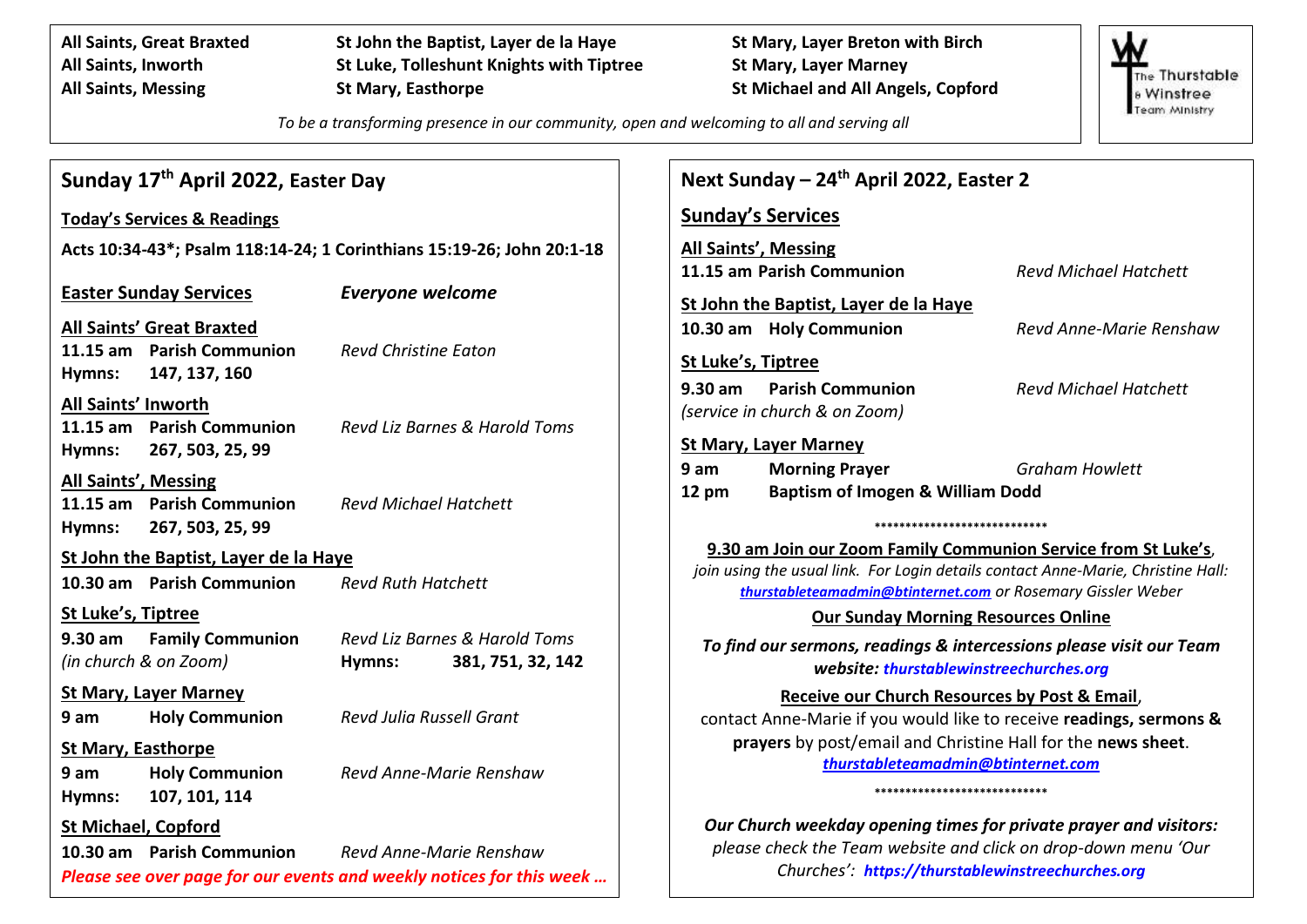**All Saints, Great Braxted**
**All Saints, Inworth**
**All Saints, Messing**
**St John the Baptist, Layer de la Haye**
**St Luke, Tolleshunt Knights with Tiptree**
**St Mary, Easthorpe**
**St Mary, Layer Breton with Birch**
**St Mary, Layer Marney**
**St Michael and All Angels, Copford**

The Thurstable & Winstree Team Ministry

*To be a transforming presence in our community, open and welcoming to all and serving all*

## Sunday 17th April 2022, Easter Day

**Today's Services & Readings**

**Acts 10:34-43*; Psalm 118:14-24; 1 Corinthians 15:19-26; John 20:1-18**

**Easter Sunday Services** — ***Everyone welcome***

**All Saints' Great Braxted**
**11.15 am Parish Communion** — *Revd Christine Eaton*
**Hymns: 147, 137, 160**

**All Saints' Inworth**
**11.15 am Parish Communion** — *Revd Liz Barnes & Harold Toms*
**Hymns: 267, 503, 25, 99**

**All Saints', Messing**
**11.15 am Parish Communion** — *Revd Michael Hatchett*
**Hymns: 267, 503, 25, 99**

**St John the Baptist, Layer de la Haye**
**10.30 am Parish Communion** — *Revd Ruth Hatchett*

**St Luke's, Tiptree**
**9.30 am Family Communion** — *Revd Liz Barnes & Harold Toms*
*(in church & on Zoom)* — **Hymns: 381, 751, 32, 142**

**St Mary, Layer Marney**
**9 am Holy Communion** — *Revd Julia Russell Grant*

**St Mary, Easthorpe**
**9 am Holy Communion** — *Revd Anne-Marie Renshaw*
**Hymns: 107, 101, 114**

**St Michael, Copford**
**10.30 am Parish Communion** — *Revd Anne-Marie Renshaw*

***Please see over page for our events and weekly notices for this week …***

## Next Sunday – 24th April 2022, Easter 2

### Sunday's Services

**All Saints', Messing**
**11.15 am Parish Communion** — *Revd Michael Hatchett*

**St John the Baptist, Layer de la Haye**
**10.30 am Holy Communion** — *Revd Anne-Marie Renshaw*

**St Luke's, Tiptree**
**9.30 am Parish Communion** — *Revd Michael Hatchett*
*(service in church & on Zoom)*

**St Mary, Layer Marney**
**9 am Morning Prayer** — *Graham Howlett*
**12 pm Baptism of Imogen & William Dodd**

\*\*\*\*\*\*\*\*\*\*\*\*\*\*\*\*\*\*\*\*\*\*\*\*\*\*\*\*\*

**9.30 am Join our Zoom Family Communion Service from St Luke's**, *join using the usual link. For Login details contact Anne-Marie, Christine Hall:* ***thurstableteamadmin@btinternet.com*** *or Rosemary Gissler Weber*

**Our Sunday Morning Resources Online**

***To find our sermons, readings & intercessions please visit our Team website: thurstablewinstreechurches.org***

**Receive our Church Resources by Post & Email**, contact Anne-Marie if you would like to receive **readings, sermons & prayers** by post/email and Christine Hall for the **news sheet**.
***thurstableteamadmin@btinternet.com***

\*\*\*\*\*\*\*\*\*\*\*\*\*\*\*\*\*\*\*\*\*\*\*\*\*\*\*\*\*

***Our Church weekday opening times for private prayer and visitors:*** *please check the Team website and click on drop-down menu 'Our Churches':* ***https://thurstablewinstreechurches.org***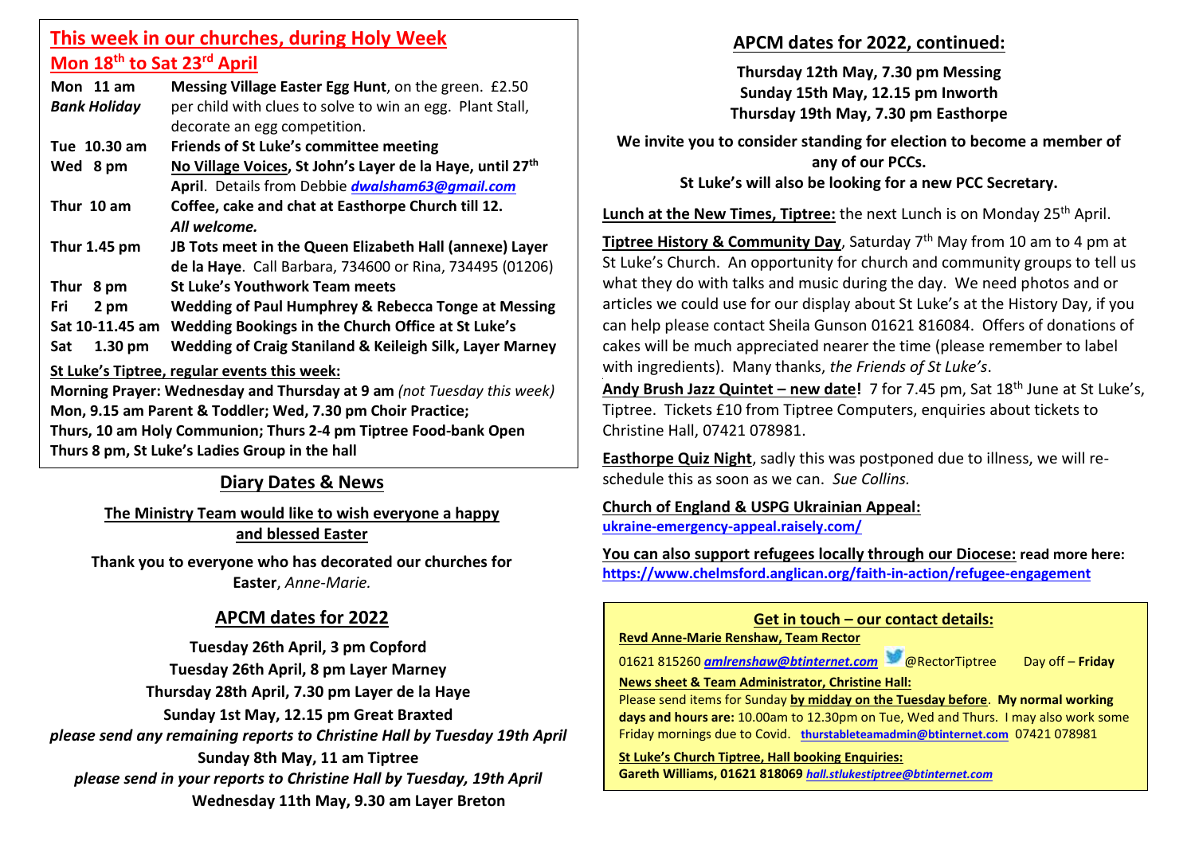## This week in our churches, during Holy Week
## Mon 18th to Sat 23rd April

| | |
|---|---|
| **Mon 11 am** *Bank Holiday* | **Messing Village Easter Egg Hunt**, on the green. £2.50 per child with clues to solve to win an egg. Plant Stall, decorate an egg competition. |
| **Tue 10.30 am** | **Friends of St Luke's committee meeting** |
| **Wed 8 pm** | **No Village Voices, St John's Layer de la Haye, until 27th April**. Details from Debbie ***dwalsham63@gmail.com*** |
| **Thur 10 am** | **Coffee, cake and chat at Easthorpe Church till 12.** *All welcome.* |
| **Thur 1.45 pm** | **JB Tots meet in the Queen Elizabeth Hall (annexe) Layer de la Haye**. Call Barbara, 734600 or Rina, 734495 (01206) |
| **Thur 8 pm** | **St Luke's Youthwork Team meets** |
| **Fri 2 pm** | **Wedding of Paul Humphrey & Rebecca Tonge at Messing** |
| **Sat 10-11.45 am** | **Wedding Bookings in the Church Office at St Luke's** |
| **Sat 1.30 pm** | **Wedding of Craig Staniland & Keileigh Silk, Layer Marney** |

**St Luke's Tiptree, regular events this week:**
**Morning Prayer: Wednesday and Thursday at 9 am** *(not Tuesday this week)*
**Mon, 9.15 am Parent & Toddler; Wed, 7.30 pm Choir Practice;**
**Thurs, 10 am Holy Communion; Thurs 2-4 pm Tiptree Food-bank Open**
**Thurs 8 pm, St Luke's Ladies Group in the hall**

## Diary Dates & News

**The Ministry Team would like to wish everyone a happy and blessed Easter**

**Thank you to everyone who has decorated our churches for Easter**, *Anne-Marie.*

## APCM dates for 2022

**Tuesday 26th April, 3 pm Copford**
**Tuesday 26th April, 8 pm Layer Marney**
**Thursday 28th April, 7.30 pm Layer de la Haye**
**Sunday 1st May, 12.15 pm Great Braxted**
***please send any remaining reports to Christine Hall by Tuesday 19th April***
**Sunday 8th May, 11 am Tiptree**
***please send in your reports to Christine Hall by Tuesday, 19th April***
**Wednesday 11th May, 9.30 am Layer Breton**

## APCM dates for 2022, continued:

**Thursday 12th May, 7.30 pm Messing**
**Sunday 15th May, 12.15 pm Inworth**
**Thursday 19th May, 7.30 pm Easthorpe**

**We invite you to consider standing for election to become a member of any of our PCCs.**
**St Luke's will also be looking for a new PCC Secretary.**

**Lunch at the New Times, Tiptree:** the next Lunch is on Monday 25th April.

**Tiptree History & Community Day**, Saturday 7th May from 10 am to 4 pm at St Luke's Church. An opportunity for church and community groups to tell us what they do with talks and music during the day. We need photos and or articles we could use for our display about St Luke's at the History Day, if you can help please contact Sheila Gunson 01621 816084. Offers of donations of cakes will be much appreciated nearer the time (please remember to label with ingredients). Many thanks, *the Friends of St Luke's*.

**Andy Brush Jazz Quintet – new date!** 7 for 7.45 pm, Sat 18th June at St Luke's, Tiptree. Tickets £10 from Tiptree Computers, enquiries about tickets to Christine Hall, 07421 078981.

**Easthorpe Quiz Night**, sadly this was postponed due to illness, we will re-schedule this as soon as we can. *Sue Collins.*

**Church of England & USPG Ukrainian Appeal:**
**ukraine-emergency-appeal.raisely.com/**

**You can also support refugees locally through our Diocese:** **read more here:**
**https://www.chelmsford.anglican.org/faith-in-action/refugee-engagement**

### Get in touch – our contact details:

**Revd Anne-Marie Renshaw, Team Rector**
01621 815260 ***amlrenshaw@btinternet.com*** @RectorTiptree Day off – **Friday**

**News sheet & Team Administrator, Christine Hall:**
Please send items for Sunday **by midday on the Tuesday before**. **My normal working days and hours are:** 10.00am to 12.30pm on Tue, Wed and Thurs. I may also work some Friday mornings due to Covid. **thurstableteamadmin@btinternet.com** 07421 078981

**St Luke's Church Tiptree, Hall booking Enquiries:**
**Gareth Williams, 01621 818069** ***hall.stlukestiptree@btinternet.com***